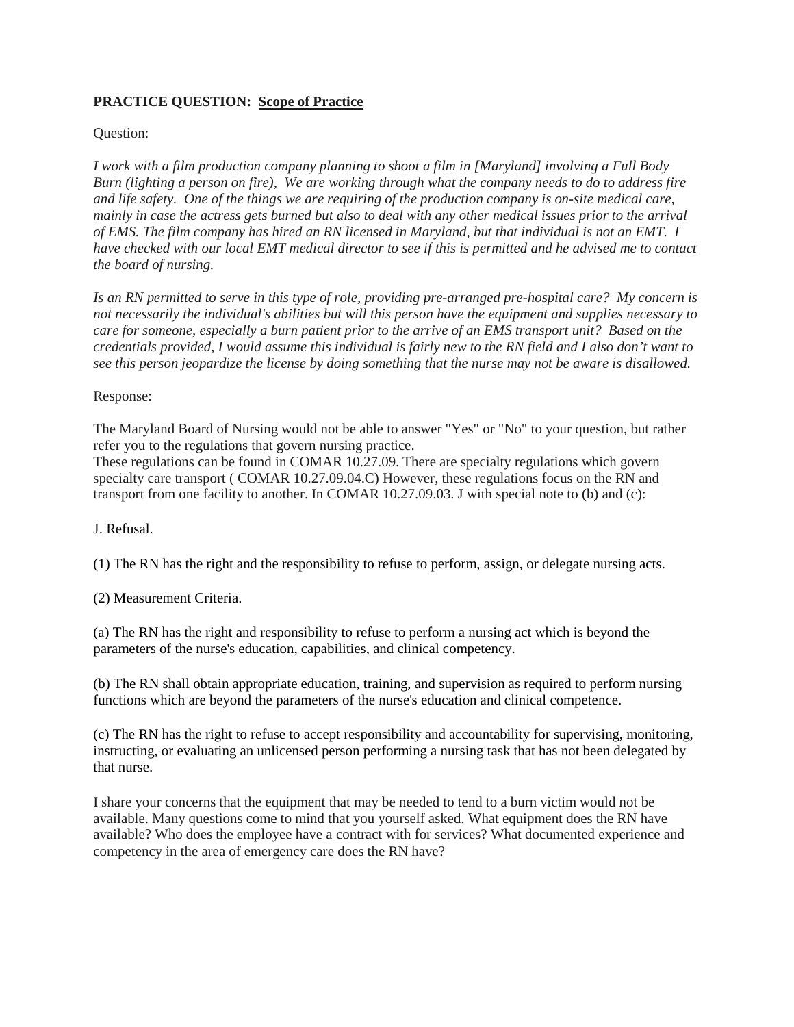**PRACTICE QUESTION: Scope of Practice**

Question:

*I work with a film production company planning to shoot a film in [Maryland] involving a Full Body Burn (lighting a person on fire), We are working through what the company needs to do to address fire and life safety. One of the things we are requiring of the production company is on-site medical care, mainly in case the actress gets burned but also to deal with any other medical issues prior to the arrival of EMS. The film company has hired an RN licensed in Maryland, but that individual is not an EMT. I have checked with our local EMT medical director to see if this is permitted and he advised me to contact the board of nursing.*

*Is an RN permitted to serve in this type of role, providing pre-arranged pre-hospital care? My concern is not necessarily the individual's abilities but will this person have the equipment and supplies necessary to care for someone, especially a burn patient prior to the arrive of an EMS transport unit? Based on the credentials provided, I would assume this individual is fairly new to the RN field and I also don't want to see this person jeopardize the license by doing something that the nurse may not be aware is disallowed.*

Response:

The Maryland Board of Nursing would not be able to answer "Yes" or "No" to your question, but rather refer you to the regulations that govern nursing practice.
These regulations can be found in COMAR 10.27.09. There are specialty regulations which govern specialty care transport ( COMAR 10.27.09.04.C) However, these regulations focus on the RN and transport from one facility to another. In COMAR 10.27.09.03. J with special note to (b) and (c):

J. Refusal.

(1) The RN has the right and the responsibility to refuse to perform, assign, or delegate nursing acts.

(2) Measurement Criteria.

(a) The RN has the right and responsibility to refuse to perform a nursing act which is beyond the parameters of the nurse's education, capabilities, and clinical competency.

(b) The RN shall obtain appropriate education, training, and supervision as required to perform nursing functions which are beyond the parameters of the nurse's education and clinical competence.

(c) The RN has the right to refuse to accept responsibility and accountability for supervising, monitoring, instructing, or evaluating an unlicensed person performing a nursing task that has not been delegated by that nurse.

I share your concerns that the equipment that may be needed to tend to a burn victim would not be available. Many questions come to mind that you yourself asked. What equipment does the RN have available? Who does the employee have a contract with for services? What documented experience and competency in the area of emergency care does the RN have?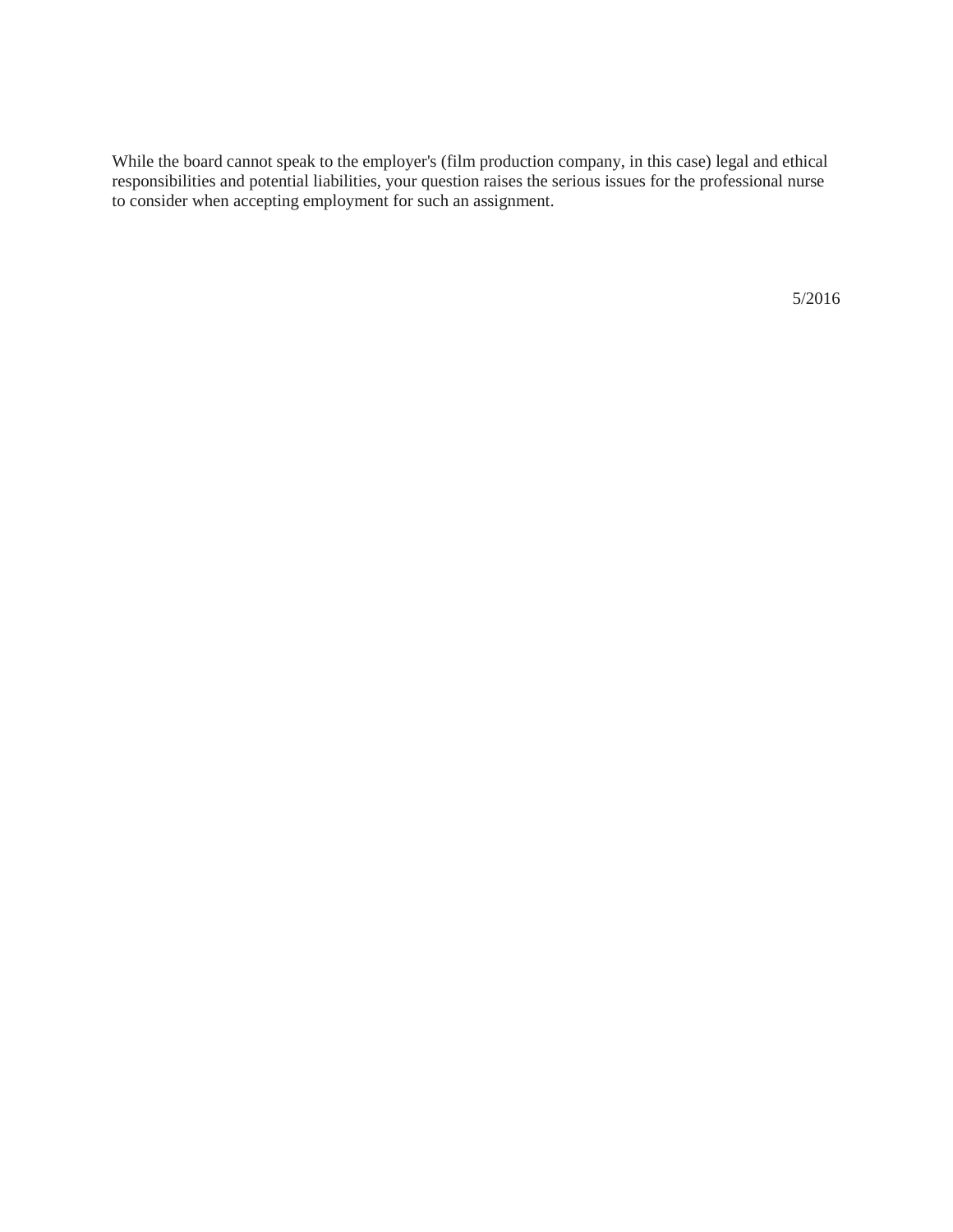While the board cannot speak to the employer's (film production company, in this case) legal and ethical responsibilities and potential liabilities, your question raises the serious issues for the professional nurse to consider when accepting employment for such an assignment.

5/2016